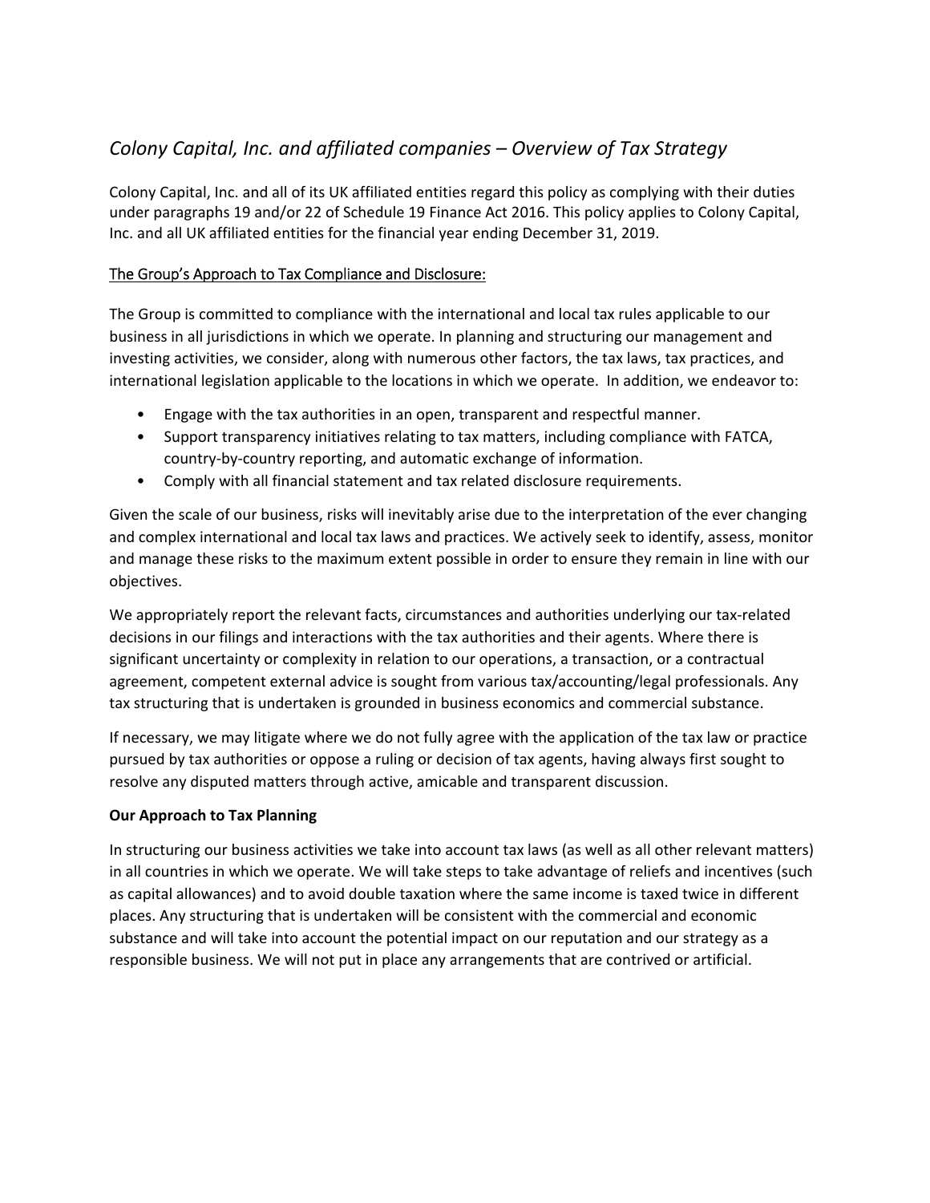# *Colony Capital, Inc. and affiliated companies – Overview of Tax Strategy*

Colony Capital, Inc. and all of its UK affiliated entities regard this policy as complying with their duties under paragraphs 19 and/or 22 of Schedule 19 Finance Act 2016. This policy applies to Colony Capital, Inc. and all UK affiliated entities for the financial year ending December 31, 2019.

## The Group's Approach to Tax Compliance and Disclosure:

The Group is committed to compliance with the international and local tax rules applicable to our business in all jurisdictions in which we operate. In planning and structuring our management and investing activities, we consider, along with numerous other factors, the tax laws, tax practices, and international legislation applicable to the locations in which we operate. In addition, we endeavor to:

- Engage with the tax authorities in an open, transparent and respectful manner.
- Support transparency initiatives relating to tax matters, including compliance with FATCA, country-by-country reporting, and automatic exchange of information.
- Comply with all financial statement and tax related disclosure requirements.

Given the scale of our business, risks will inevitably arise due to the interpretation of the ever changing and complex international and local tax laws and practices. We actively seek to identify, assess, monitor and manage these risks to the maximum extent possible in order to ensure they remain in line with our objectives.

We appropriately report the relevant facts, circumstances and authorities underlying our tax-related decisions in our filings and interactions with the tax authorities and their agents. Where there is significant uncertainty or complexity in relation to our operations, a transaction, or a contractual agreement, competent external advice is sought from various tax/accounting/legal professionals. Any tax structuring that is undertaken is grounded in business economics and commercial substance.

If necessary, we may litigate where we do not fully agree with the application of the tax law or practice pursued by tax authorities or oppose a ruling or decision of tax agents, having always first sought to resolve any disputed matters through active, amicable and transparent discussion.

## Our Approach to Tax Planning

In structuring our business activities we take into account tax laws (as well as all other relevant matters) in all countries in which we operate. We will take steps to take advantage of reliefs and incentives (such as capital allowances) and to avoid double taxation where the same income is taxed twice in different places. Any structuring that is undertaken will be consistent with the commercial and economic substance and will take into account the potential impact on our reputation and our strategy as a responsible business. We will not put in place any arrangements that are contrived or artificial.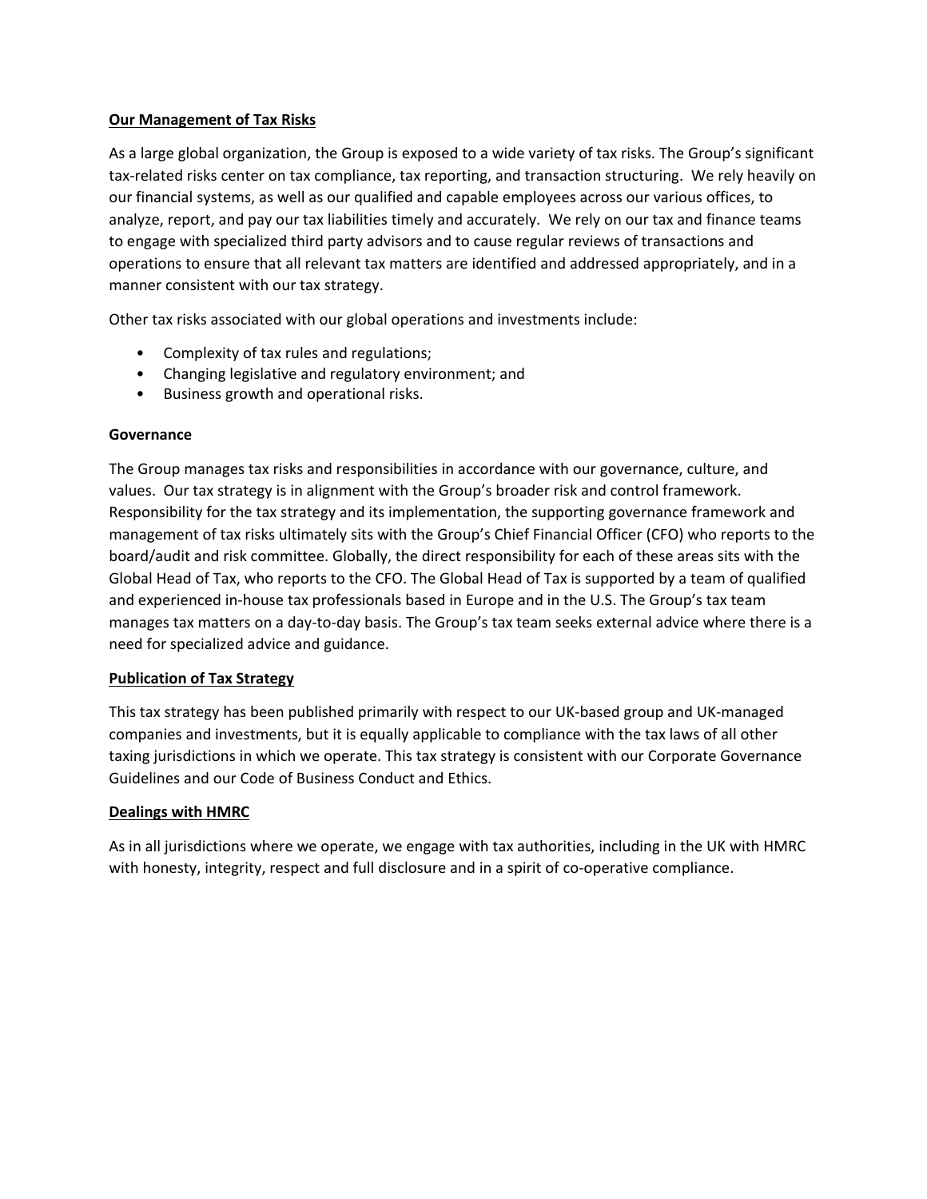## Our Management of Tax Risks

As a large global organization, the Group is exposed to a wide variety of tax risks. The Group's significant tax-related risks center on tax compliance, tax reporting, and transaction structuring. We rely heavily on our financial systems, as well as our qualified and capable employees across our various offices, to analyze, report, and pay our tax liabilities timely and accurately. We rely on our tax and finance teams to engage with specialized third party advisors and to cause regular reviews of transactions and operations to ensure that all relevant tax matters are identified and addressed appropriately, and in a manner consistent with our tax strategy.

Other tax risks associated with our global operations and investments include:

- Complexity of tax rules and regulations;
- Changing legislative and regulatory environment; and
- Business growth and operational risks.

### Governance

The Group manages tax risks and responsibilities in accordance with our governance, culture, and values. Our tax strategy is in alignment with the Group's broader risk and control framework. Responsibility for the tax strategy and its implementation, the supporting governance framework and management of tax risks ultimately sits with the Group's Chief Financial Officer (CFO) who reports to the board/audit and risk committee. Globally, the direct responsibility for each of these areas sits with the Global Head of Tax, who reports to the CFO. The Global Head of Tax is supported by a team of qualified and experienced in-house tax professionals based in Europe and in the U.S. The Group's tax team manages tax matters on a day-to-day basis. The Group's tax team seeks external advice where there is a need for specialized advice and guidance.

## Publication of Tax Strategy

This tax strategy has been published primarily with respect to our UK-based group and UK-managed companies and investments, but it is equally applicable to compliance with the tax laws of all other taxing jurisdictions in which we operate. This tax strategy is consistent with our Corporate Governance Guidelines and our Code of Business Conduct and Ethics.

## Dealings with HMRC

As in all jurisdictions where we operate, we engage with tax authorities, including in the UK with HMRC with honesty, integrity, respect and full disclosure and in a spirit of co-operative compliance.